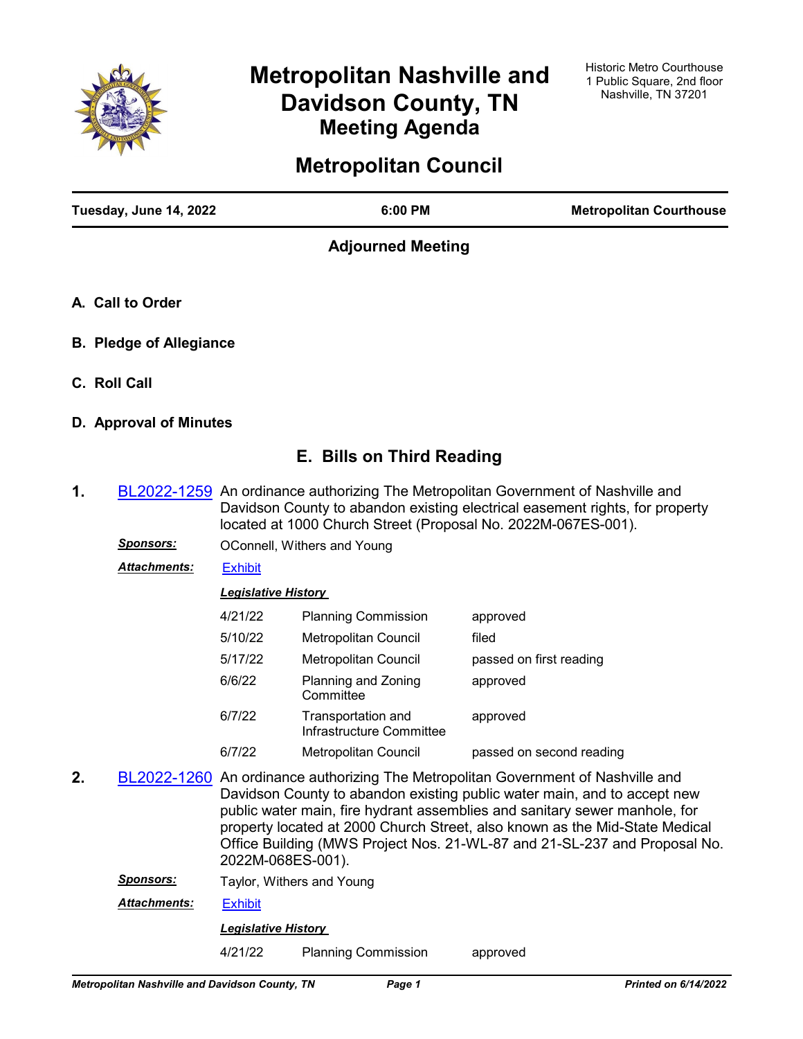# Metropolitan Nashville and Davidson County, TN
## Meeting Agenda

Historic Metro Courthouse
1 Public Square, 2nd floor
Nashville, TN 37201

# Metropolitan Council

| Tuesday, June 14, 2022 | 6:00 PM | Metropolitan Courthouse |
|---|---|---|

## Adjourned Meeting

### A. Call to Order

### B. Pledge of Allegiance

### C. Roll Call

### D. Approval of Minutes

## E. Bills on Third Reading

**1.** BL2022-1259 An ordinance authorizing The Metropolitan Government of Nashville and Davidson County to abandon existing electrical easement rights, for property located at 1000 Church Street (Proposal No. 2022M-067ES-001).

***Sponsors:*** OConnell, Withers and Young

***Attachments:*** Exhibit

***Legislative History***

| Date | Body | Action |
|---|---|---|
| 4/21/22 | Planning Commission | approved |
| 5/10/22 | Metropolitan Council | filed |
| 5/17/22 | Metropolitan Council | passed on first reading |
| 6/6/22 | Planning and Zoning Committee | approved |
| 6/7/22 | Transportation and Infrastructure Committee | approved |
| 6/7/22 | Metropolitan Council | passed on second reading |

**2.** BL2022-1260 An ordinance authorizing The Metropolitan Government of Nashville and Davidson County to abandon existing public water main, and to accept new public water main, fire hydrant assemblies and sanitary sewer manhole, for property located at 2000 Church Street, also known as the Mid-State Medical Office Building (MWS Project Nos. 21-WL-87 and 21-SL-237 and Proposal No. 2022M-068ES-001).

***Sponsors:*** Taylor, Withers and Young

***Attachments:*** Exhibit

***Legislative History***

| Date | Body | Action |
|---|---|---|
| 4/21/22 | Planning Commission | approved |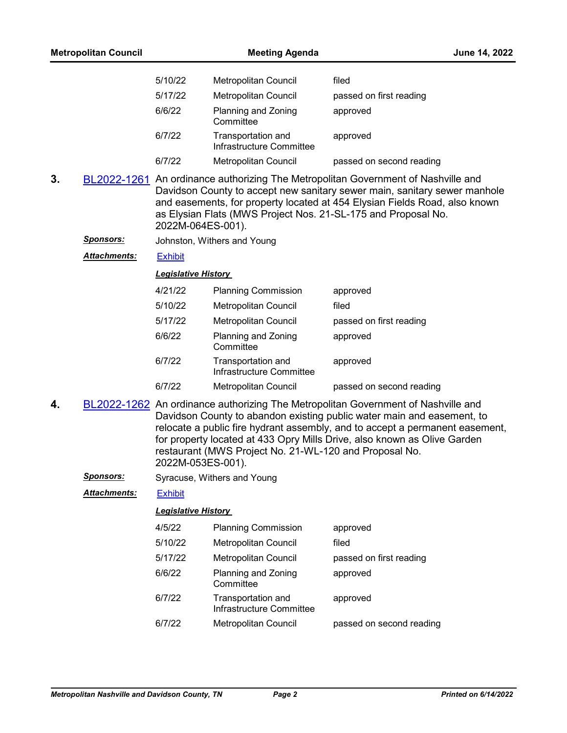| | | |
|---|---|---|
| 5/10/22 | Metropolitan Council | filed |
| 5/17/22 | Metropolitan Council | passed on first reading |
| 6/6/22 | Planning and Zoning Committee | approved |
| 6/7/22 | Transportation and Infrastructure Committee | approved |
| 6/7/22 | Metropolitan Council | passed on second reading |

**3.** [BL2022-1261] An ordinance authorizing The Metropolitan Government of Nashville and Davidson County to accept new sanitary sewer main, sanitary sewer manhole and easements, for property located at 454 Elysian Fields Road, also known as Elysian Flats (MWS Project Nos. 21-SL-175 and Proposal No. 2022M-064ES-001).

***Sponsors:*** Johnston, Withers and Young

***Attachments:*** Exhibit

***Legislative History***

| | | |
|---|---|---|
| 4/21/22 | Planning Commission | approved |
| 5/10/22 | Metropolitan Council | filed |
| 5/17/22 | Metropolitan Council | passed on first reading |
| 6/6/22 | Planning and Zoning Committee | approved |
| 6/7/22 | Transportation and Infrastructure Committee | approved |
| 6/7/22 | Metropolitan Council | passed on second reading |

**4.** [BL2022-1262] An ordinance authorizing The Metropolitan Government of Nashville and Davidson County to abandon existing public water main and easement, to relocate a public fire hydrant assembly, and to accept a permanent easement, for property located at 433 Opry Mills Drive, also known as Olive Garden restaurant (MWS Project No. 21-WL-120 and Proposal No. 2022M-053ES-001).

***Sponsors:*** Syracuse, Withers and Young

***Attachments:*** Exhibit

***Legislative History***

| | | |
|---|---|---|
| 4/5/22 | Planning Commission | approved |
| 5/10/22 | Metropolitan Council | filed |
| 5/17/22 | Metropolitan Council | passed on first reading |
| 6/6/22 | Planning and Zoning Committee | approved |
| 6/7/22 | Transportation and Infrastructure Committee | approved |
| 6/7/22 | Metropolitan Council | passed on second reading |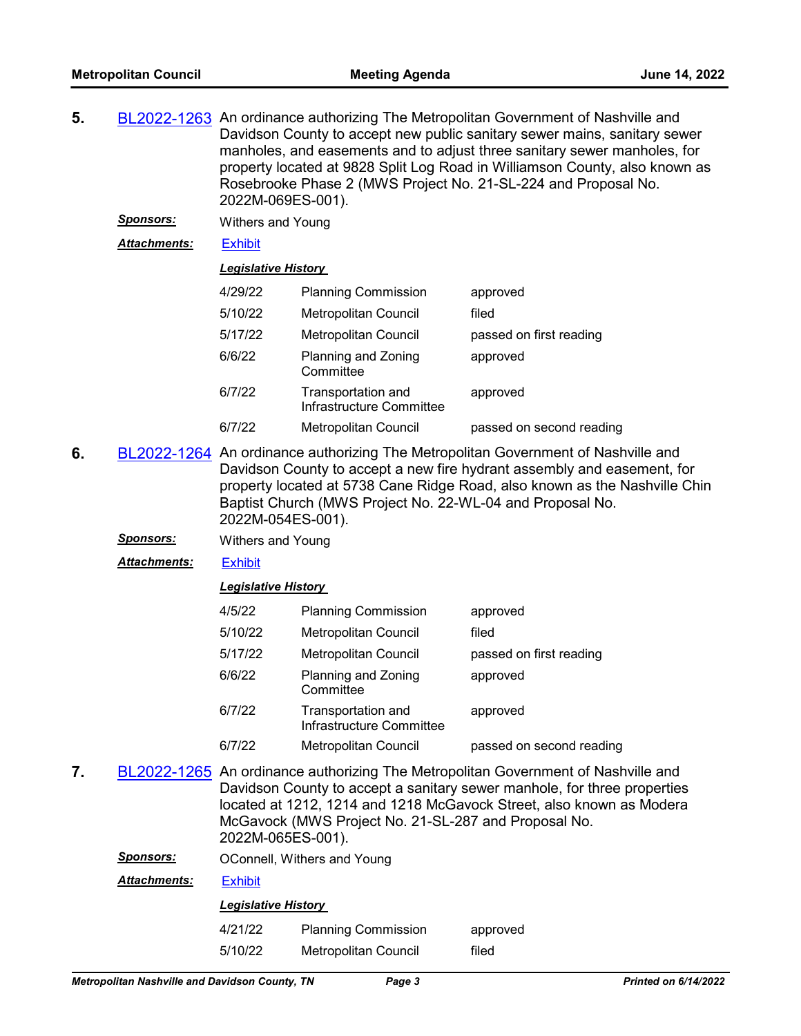**5.** BL2022-1263 An ordinance authorizing The Metropolitan Government of Nashville and Davidson County to accept new public sanitary sewer mains, sanitary sewer manholes, and easements and to adjust three sanitary sewer manholes, for property located at 9828 Split Log Road in Williamson County, also known as Rosebrooke Phase 2 (MWS Project No. 21-SL-224 and Proposal No. 2022M-069ES-001).

***Sponsors:*** Withers and Young

***Attachments:*** Exhibit

***Legislative History***

| | | |
|---|---|---|
| 4/29/22 | Planning Commission | approved |
| 5/10/22 | Metropolitan Council | filed |
| 5/17/22 | Metropolitan Council | passed on first reading |
| 6/6/22 | Planning and Zoning Committee | approved |
| 6/7/22 | Transportation and Infrastructure Committee | approved |
| 6/7/22 | Metropolitan Council | passed on second reading |

**6.** BL2022-1264 An ordinance authorizing The Metropolitan Government of Nashville and Davidson County to accept a new fire hydrant assembly and easement, for property located at 5738 Cane Ridge Road, also known as the Nashville Chin Baptist Church (MWS Project No. 22-WL-04 and Proposal No. 2022M-054ES-001).

***Sponsors:*** Withers and Young

***Attachments:*** Exhibit

***Legislative History***

| | | |
|---|---|---|
| 4/5/22 | Planning Commission | approved |
| 5/10/22 | Metropolitan Council | filed |
| 5/17/22 | Metropolitan Council | passed on first reading |
| 6/6/22 | Planning and Zoning Committee | approved |
| 6/7/22 | Transportation and Infrastructure Committee | approved |
| 6/7/22 | Metropolitan Council | passed on second reading |

**7.** BL2022-1265 An ordinance authorizing The Metropolitan Government of Nashville and Davidson County to accept a sanitary sewer manhole, for three properties located at 1212, 1214 and 1218 McGavock Street, also known as Modera McGavock (MWS Project No. 21-SL-287 and Proposal No. 2022M-065ES-001).

***Sponsors:*** OConnell, Withers and Young

***Attachments:*** Exhibit

***Legislative History***

| | | |
|---|---|---|
| 4/21/22 | Planning Commission | approved |
| 5/10/22 | Metropolitan Council | filed |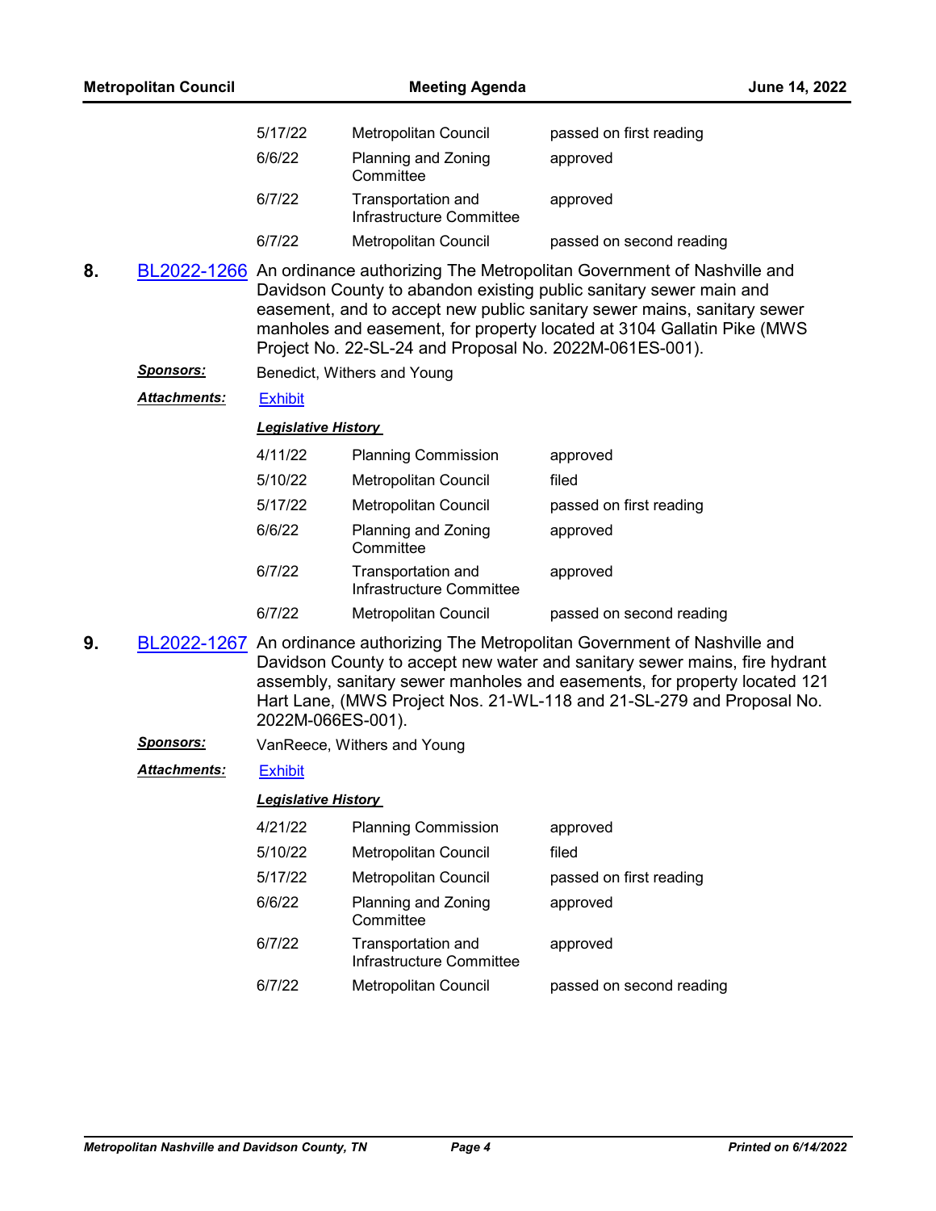| | | |
|---|---|---|
| 5/17/22 | Metropolitan Council | passed on first reading |
| 6/6/22 | Planning and Zoning Committee | approved |
| 6/7/22 | Transportation and Infrastructure Committee | approved |
| 6/7/22 | Metropolitan Council | passed on second reading |

**8.** BL2022-1266 An ordinance authorizing The Metropolitan Government of Nashville and Davidson County to abandon existing public sanitary sewer main and easement, and to accept new public sanitary sewer mains, sanitary sewer manholes and easement, for property located at 3104 Gallatin Pike (MWS Project No. 22-SL-24 and Proposal No. 2022M-061ES-001).

***Sponsors:*** Benedict, Withers and Young

***Attachments:*** Exhibit

***Legislative History***

| | | |
|---|---|---|
| 4/11/22 | Planning Commission | approved |
| 5/10/22 | Metropolitan Council | filed |
| 5/17/22 | Metropolitan Council | passed on first reading |
| 6/6/22 | Planning and Zoning Committee | approved |
| 6/7/22 | Transportation and Infrastructure Committee | approved |
| 6/7/22 | Metropolitan Council | passed on second reading |

**9.** BL2022-1267 An ordinance authorizing The Metropolitan Government of Nashville and Davidson County to accept new water and sanitary sewer mains, fire hydrant assembly, sanitary sewer manholes and easements, for property located 121 Hart Lane, (MWS Project Nos. 21-WL-118 and 21-SL-279 and Proposal No. 2022M-066ES-001).

***Sponsors:*** VanReece, Withers and Young

***Attachments:*** Exhibit

***Legislative History***

| | | |
|---|---|---|
| 4/21/22 | Planning Commission | approved |
| 5/10/22 | Metropolitan Council | filed |
| 5/17/22 | Metropolitan Council | passed on first reading |
| 6/6/22 | Planning and Zoning Committee | approved |
| 6/7/22 | Transportation and Infrastructure Committee | approved |
| 6/7/22 | Metropolitan Council | passed on second reading |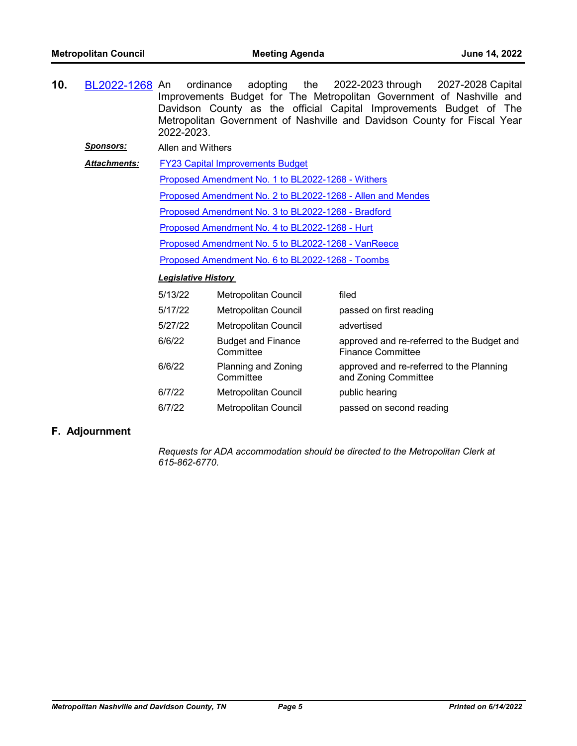**10.** BL2022-1268 An ordinance adopting the 2022-2023 through 2027-2028 Capital Improvements Budget for The Metropolitan Government of Nashville and Davidson County as the official Capital Improvements Budget of The Metropolitan Government of Nashville and Davidson County for Fiscal Year 2022-2023.

***Sponsors:*** Allen and Withers

***Attachments:*** FY23 Capital Improvements Budget

Proposed Amendment No. 1 to BL2022-1268 - Withers

Proposed Amendment No. 2 to BL2022-1268 - Allen and Mendes

Proposed Amendment No. 3 to BL2022-1268 - Bradford

Proposed Amendment No. 4 to BL2022-1268 - Hurt

Proposed Amendment No. 5 to BL2022-1268 - VanReece

Proposed Amendment No. 6 to BL2022-1268 - Toombs

***Legislative History***

| | | |
|---|---|---|
| 5/13/22 | Metropolitan Council | filed |
| 5/17/22 | Metropolitan Council | passed on first reading |
| 5/27/22 | Metropolitan Council | advertised |
| 6/6/22 | Budget and Finance Committee | approved and re-referred to the Budget and Finance Committee |
| 6/6/22 | Planning and Zoning Committee | approved and re-referred to the Planning and Zoning Committee |
| 6/7/22 | Metropolitan Council | public hearing |
| 6/7/22 | Metropolitan Council | passed on second reading |

## F. Adjournment

*Requests for ADA accommodation should be directed to the Metropolitan Clerk at 615-862-6770.*